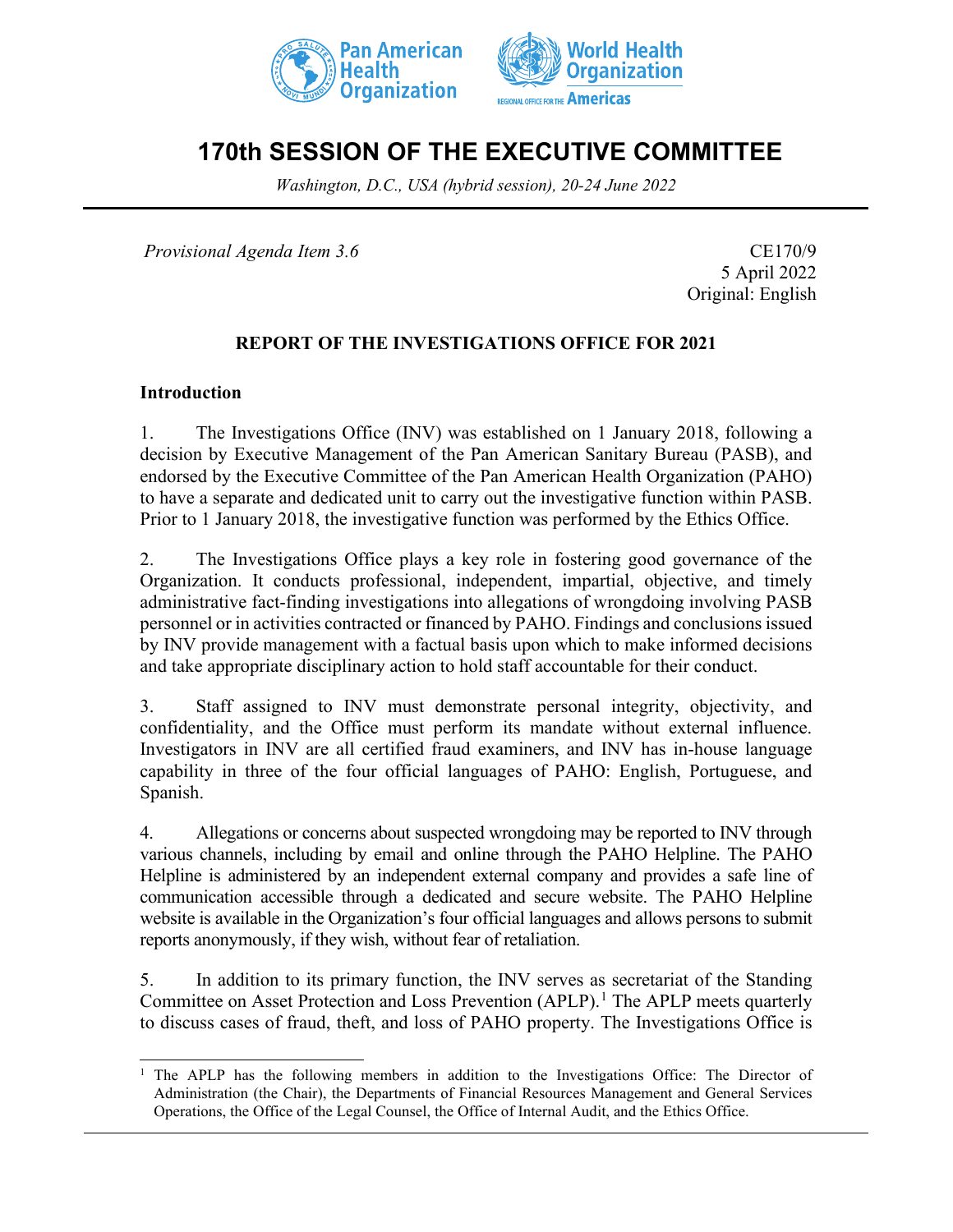# 170th SESSION OF THE EXECUTIVE COMMITTEE

*Washington, D.C., USA (hybrid session), 20-24 June 2022*

*Provisional Agenda Item 3.6*

CE170/9
5 April 2022
Original: English

## REPORT OF THE INVESTIGATIONS OFFICE FOR 2021

### Introduction

1. The Investigations Office (INV) was established on 1 January 2018, following a decision by Executive Management of the Pan American Sanitary Bureau (PASB), and endorsed by the Executive Committee of the Pan American Health Organization (PAHO) to have a separate and dedicated unit to carry out the investigative function within PASB. Prior to 1 January 2018, the investigative function was performed by the Ethics Office.

2. The Investigations Office plays a key role in fostering good governance of the Organization. It conducts professional, independent, impartial, objective, and timely administrative fact-finding investigations into allegations of wrongdoing involving PASB personnel or in activities contracted or financed by PAHO. Findings and conclusions issued by INV provide management with a factual basis upon which to make informed decisions and take appropriate disciplinary action to hold staff accountable for their conduct.

3. Staff assigned to INV must demonstrate personal integrity, objectivity, and confidentiality, and the Office must perform its mandate without external influence. Investigators in INV are all certified fraud examiners, and INV has in-house language capability in three of the four official languages of PAHO: English, Portuguese, and Spanish.

4. Allegations or concerns about suspected wrongdoing may be reported to INV through various channels, including by email and online through the PAHO Helpline. The PAHO Helpline is administered by an independent external company and provides a safe line of communication accessible through a dedicated and secure website. The PAHO Helpline website is available in the Organization's four official languages and allows persons to submit reports anonymously, if they wish, without fear of retaliation.

5. In addition to its primary function, the INV serves as secretariat of the Standing Committee on Asset Protection and Loss Prevention (APLP).[1] The APLP meets quarterly to discuss cases of fraud, theft, and loss of PAHO property. The Investigations Office is

[1] The APLP has the following members in addition to the Investigations Office: The Director of Administration (the Chair), the Departments of Financial Resources Management and General Services Operations, the Office of the Legal Counsel, the Office of Internal Audit, and the Ethics Office.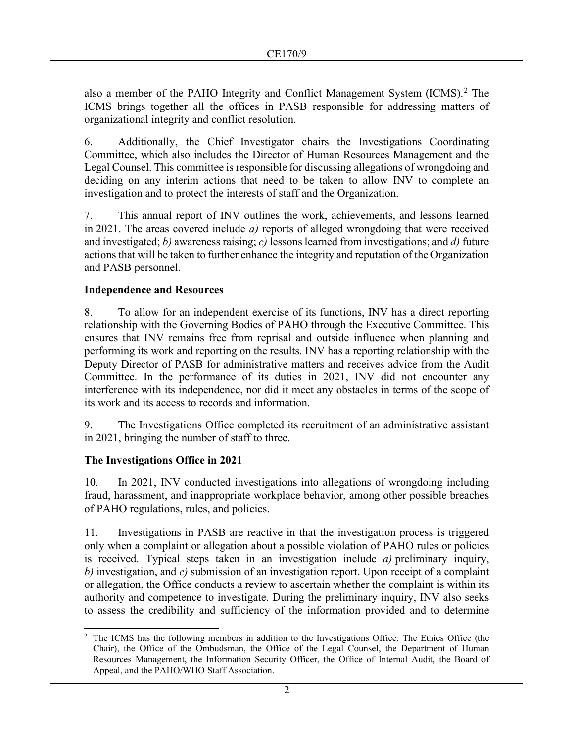also a member of the PAHO Integrity and Conflict Management System (ICMS).[2] The ICMS brings together all the offices in PASB responsible for addressing matters of organizational integrity and conflict resolution.

6. Additionally, the Chief Investigator chairs the Investigations Coordinating Committee, which also includes the Director of Human Resources Management and the Legal Counsel. This committee is responsible for discussing allegations of wrongdoing and deciding on any interim actions that need to be taken to allow INV to complete an investigation and to protect the interests of staff and the Organization.

7. This annual report of INV outlines the work, achievements, and lessons learned in 2021. The areas covered include *a)* reports of alleged wrongdoing that were received and investigated; *b)* awareness raising; *c)* lessons learned from investigations; and *d)* future actions that will be taken to further enhance the integrity and reputation of the Organization and PASB personnel.

**Independence and Resources**

8. To allow for an independent exercise of its functions, INV has a direct reporting relationship with the Governing Bodies of PAHO through the Executive Committee. This ensures that INV remains free from reprisal and outside influence when planning and performing its work and reporting on the results. INV has a reporting relationship with the Deputy Director of PASB for administrative matters and receives advice from the Audit Committee. In the performance of its duties in 2021, INV did not encounter any interference with its independence, nor did it meet any obstacles in terms of the scope of its work and its access to records and information.

9. The Investigations Office completed its recruitment of an administrative assistant in 2021, bringing the number of staff to three.

**The Investigations Office in 2021**

10. In 2021, INV conducted investigations into allegations of wrongdoing including fraud, harassment, and inappropriate workplace behavior, among other possible breaches of PAHO regulations, rules, and policies.

11. Investigations in PASB are reactive in that the investigation process is triggered only when a complaint or allegation about a possible violation of PAHO rules or policies is received. Typical steps taken in an investigation include *a)* preliminary inquiry, *b)* investigation, and *c)* submission of an investigation report. Upon receipt of a complaint or allegation, the Office conducts a review to ascertain whether the complaint is within its authority and competence to investigate. During the preliminary inquiry, INV also seeks to assess the credibility and sufficiency of the information provided and to determine

[2] The ICMS has the following members in addition to the Investigations Office: The Ethics Office (the Chair), the Office of the Ombudsman, the Office of the Legal Counsel, the Department of Human Resources Management, the Information Security Officer, the Office of Internal Audit, the Board of Appeal, and the PAHO/WHO Staff Association.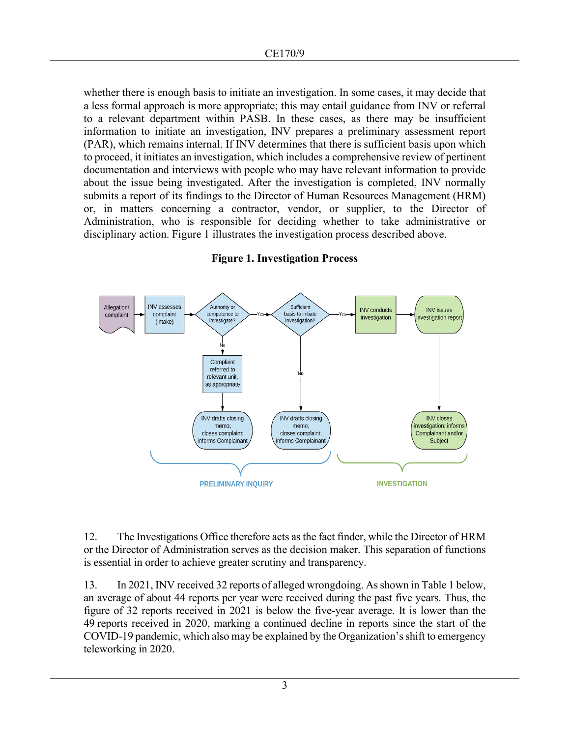whether there is enough basis to initiate an investigation. In some cases, it may decide that a less formal approach is more appropriate; this may entail guidance from INV or referral to a relevant department within PASB. In these cases, as there may be insufficient information to initiate an investigation, INV prepares a preliminary assessment report (PAR), which remains internal. If INV determines that there is sufficient basis upon which to proceed, it initiates an investigation, which includes a comprehensive review of pertinent documentation and interviews with people who may have relevant information to provide about the issue being investigated. After the investigation is completed, INV normally submits a report of its findings to the Director of Human Resources Management (HRM) or, in matters concerning a contractor, vendor, or supplier, to the Director of Administration, who is responsible for deciding whether to take administrative or disciplinary action. Figure 1 illustrates the investigation process described above.

**Figure 1. Investigation Process**

12. The Investigations Office therefore acts as the fact finder, while the Director of HRM or the Director of Administration serves as the decision maker. This separation of functions is essential in order to achieve greater scrutiny and transparency.

13. In 2021, INV received 32 reports of alleged wrongdoing. As shown in Table 1 below, an average of about 44 reports per year were received during the past five years. Thus, the figure of 32 reports received in 2021 is below the five-year average. It is lower than the 49 reports received in 2020, marking a continued decline in reports since the start of the COVID-19 pandemic, which also may be explained by the Organization's shift to emergency teleworking in 2020.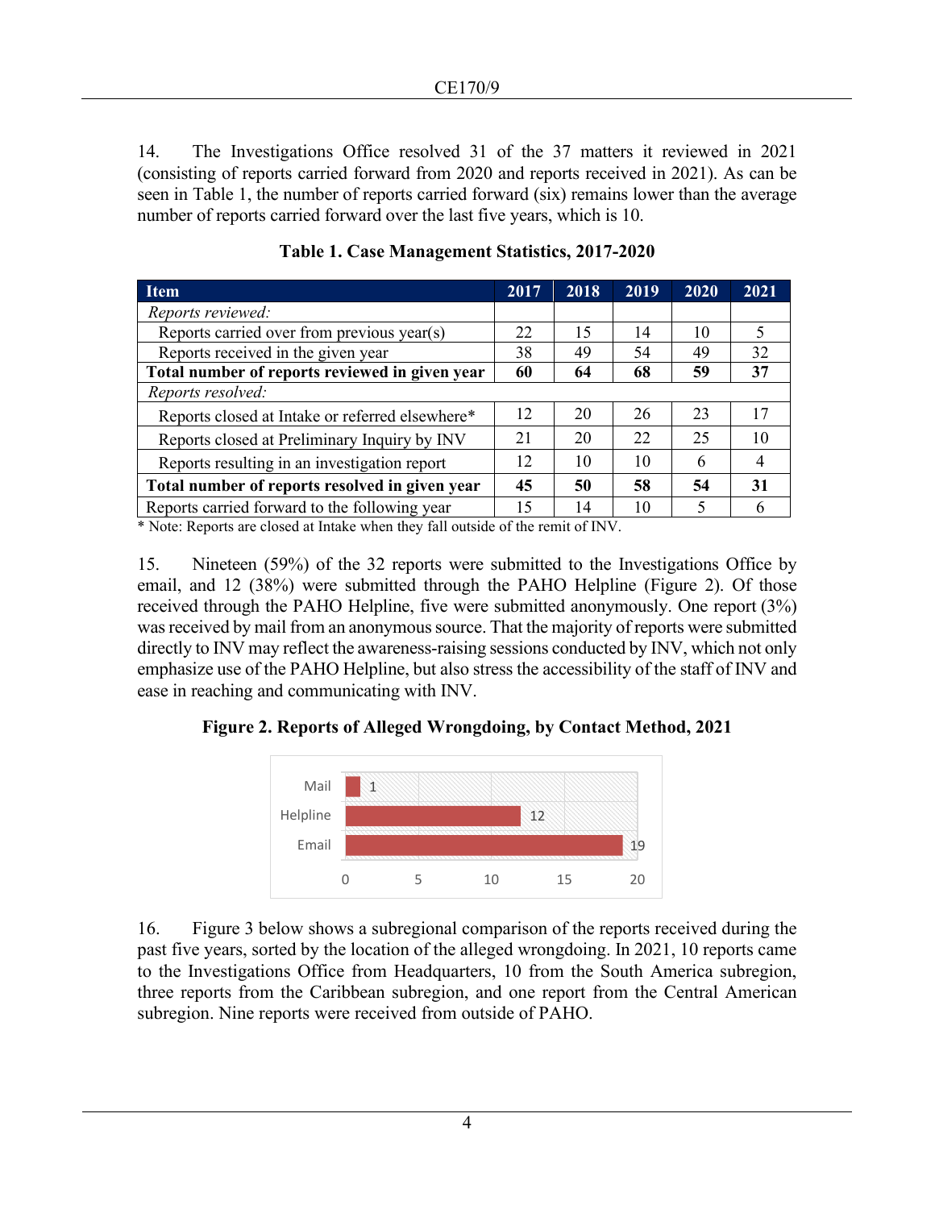14. The Investigations Office resolved 31 of the 37 matters it reviewed in 2021 (consisting of reports carried forward from 2020 and reports received in 2021). As can be seen in Table 1, the number of reports carried forward (six) remains lower than the average number of reports carried forward over the last five years, which is 10.

**Table 1. Case Management Statistics, 2017-2020**

| Item | 2017 | 2018 | 2019 | 2020 | 2021 |
|---|---|---|---|---|---|
| *Reports reviewed:* | | | | | |
| Reports carried over from previous year(s) | 22 | 15 | 14 | 10 | 5 |
| Reports received in the given year | 38 | 49 | 54 | 49 | 32 |
| **Total number of reports reviewed in given year** | **60** | **64** | **68** | **59** | **37** |
| *Reports resolved:* | | | | | |
| Reports closed at Intake or referred elsewhere* | 12 | 20 | 26 | 23 | 17 |
| Reports closed at Preliminary Inquiry by INV | 21 | 20 | 22 | 25 | 10 |
| Reports resulting in an investigation report | 12 | 10 | 10 | 6 | 4 |
| **Total number of reports resolved in given year** | **45** | **50** | **58** | **54** | **31** |
| Reports carried forward to the following year | 15 | 14 | 10 | 5 | 6 |

* Note: Reports are closed at Intake when they fall outside of the remit of INV.

15. Nineteen (59%) of the 32 reports were submitted to the Investigations Office by email, and 12 (38%) were submitted through the PAHO Helpline (Figure 2). Of those received through the PAHO Helpline, five were submitted anonymously. One report (3%) was received by mail from an anonymous source. That the majority of reports were submitted directly to INV may reflect the awareness-raising sessions conducted by INV, which not only emphasize use of the PAHO Helpline, but also stress the accessibility of the staff of INV and ease in reaching and communicating with INV.

**Figure 2. Reports of Alleged Wrongdoing, by Contact Method, 2021**

| Contact Method | Reports |
|---|---|
| Mail | 1 |
| Helpline | 12 |
| Email | 19 |

16. Figure 3 below shows a subregional comparison of the reports received during the past five years, sorted by the location of the alleged wrongdoing. In 2021, 10 reports came to the Investigations Office from Headquarters, 10 from the South America subregion, three reports from the Caribbean subregion, and one report from the Central American subregion. Nine reports were received from outside of PAHO.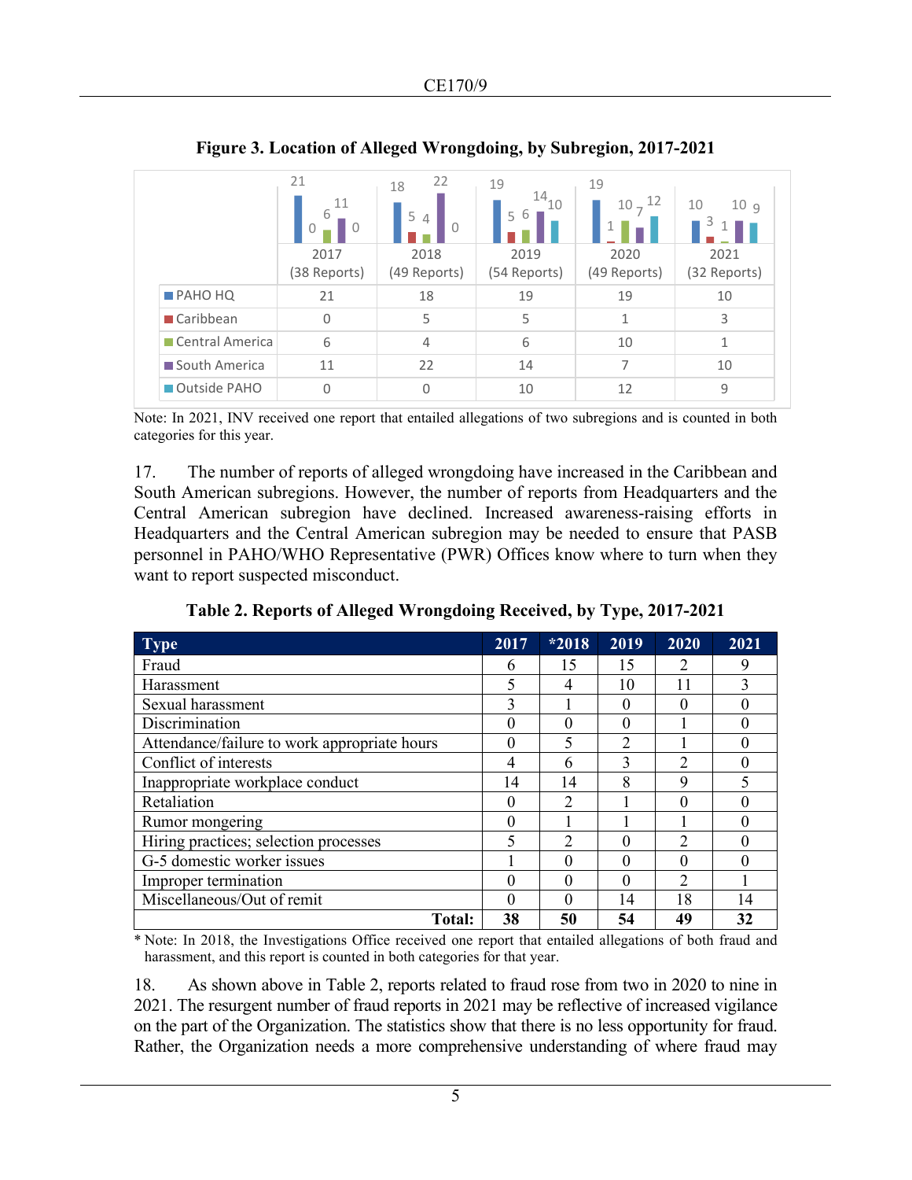**Figure 3. Location of Alleged Wrongdoing, by Subregion, 2017-2021**

| | 2017 (38 Reports) | 2018 (49 Reports) | 2019 (54 Reports) | 2020 (49 Reports) | 2021 (32 Reports) |
|---|---|---|---|---|---|
| PAHO HQ | 21 | 18 | 19 | 19 | 10 |
| Caribbean | 0 | 5 | 5 | 1 | 3 |
| Central America | 6 | 4 | 6 | 10 | 1 |
| South America | 11 | 22 | 14 | 7 | 10 |
| Outside PAHO | 0 | 0 | 10 | 12 | 9 |

Note: In 2021, INV received one report that entailed allegations of two subregions and is counted in both categories for this year.

17. The number of reports of alleged wrongdoing have increased in the Caribbean and South American subregions. However, the number of reports from Headquarters and the Central American subregion have declined. Increased awareness-raising efforts in Headquarters and the Central American subregion may be needed to ensure that PASB personnel in PAHO/WHO Representative (PWR) Offices know where to turn when they want to report suspected misconduct.

**Table 2. Reports of Alleged Wrongdoing Received, by Type, 2017-2021**

| Type | 2017 | *2018 | 2019 | 2020 | 2021 |
|---|---|---|---|---|---|
| Fraud | 6 | 15 | 15 | 2 | 9 |
| Harassment | 5 | 4 | 10 | 11 | 3 |
| Sexual harassment | 3 | 1 | 0 | 0 | 0 |
| Discrimination | 0 | 0 | 0 | 1 | 0 |
| Attendance/failure to work appropriate hours | 0 | 5 | 2 | 1 | 0 |
| Conflict of interests | 4 | 6 | 3 | 2 | 0 |
| Inappropriate workplace conduct | 14 | 14 | 8 | 9 | 5 |
| Retaliation | 0 | 2 | 1 | 0 | 0 |
| Rumor mongering | 0 | 1 | 1 | 1 | 0 |
| Hiring practices; selection processes | 5 | 2 | 0 | 2 | 0 |
| G-5 domestic worker issues | 1 | 0 | 0 | 0 | 0 |
| Improper termination | 0 | 0 | 0 | 2 | 1 |
| Miscellaneous/Out of remit | 0 | 0 | 14 | 18 | 14 |
| **Total:** | **38** | **50** | **54** | **49** | **32** |

* Note: In 2018, the Investigations Office received one report that entailed allegations of both fraud and harassment, and this report is counted in both categories for that year.

18. As shown above in Table 2, reports related to fraud rose from two in 2020 to nine in 2021. The resurgent number of fraud reports in 2021 may be reflective of increased vigilance on the part of the Organization. The statistics show that there is no less opportunity for fraud. Rather, the Organization needs a more comprehensive understanding of where fraud may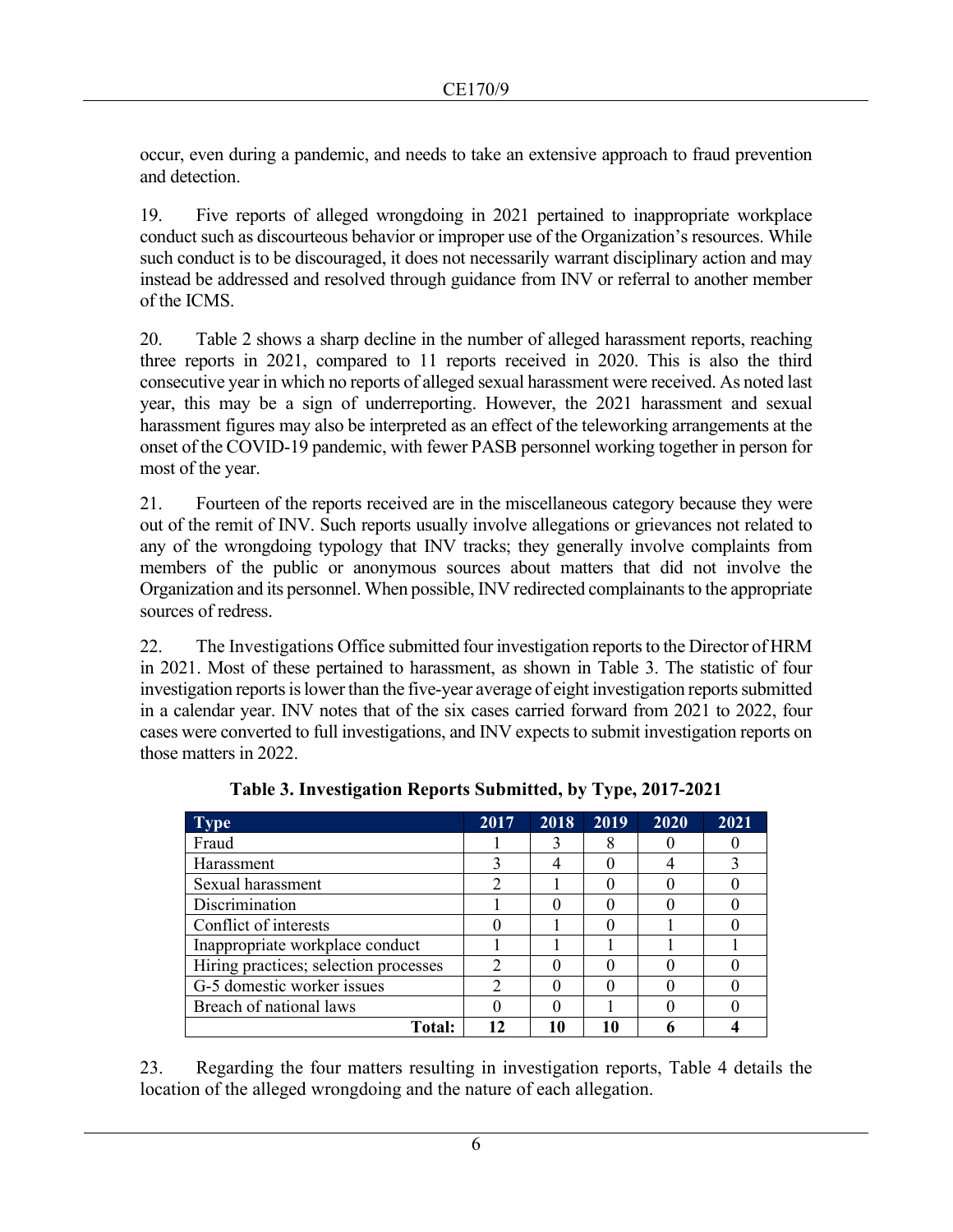occur, even during a pandemic, and needs to take an extensive approach to fraud prevention and detection.

19. Five reports of alleged wrongdoing in 2021 pertained to inappropriate workplace conduct such as discourteous behavior or improper use of the Organization's resources. While such conduct is to be discouraged, it does not necessarily warrant disciplinary action and may instead be addressed and resolved through guidance from INV or referral to another member of the ICMS.

20. Table 2 shows a sharp decline in the number of alleged harassment reports, reaching three reports in 2021, compared to 11 reports received in 2020. This is also the third consecutive year in which no reports of alleged sexual harassment were received. As noted last year, this may be a sign of underreporting. However, the 2021 harassment and sexual harassment figures may also be interpreted as an effect of the teleworking arrangements at the onset of the COVID-19 pandemic, with fewer PASB personnel working together in person for most of the year.

21. Fourteen of the reports received are in the miscellaneous category because they were out of the remit of INV. Such reports usually involve allegations or grievances not related to any of the wrongdoing typology that INV tracks; they generally involve complaints from members of the public or anonymous sources about matters that did not involve the Organization and its personnel. When possible, INV redirected complainants to the appropriate sources of redress.

22. The Investigations Office submitted four investigation reports to the Director of HRM in 2021. Most of these pertained to harassment, as shown in Table 3. The statistic of four investigation reports is lower than the five-year average of eight investigation reports submitted in a calendar year. INV notes that of the six cases carried forward from 2021 to 2022, four cases were converted to full investigations, and INV expects to submit investigation reports on those matters in 2022.

**Table 3. Investigation Reports Submitted, by Type, 2017-2021**

| Type | 2017 | 2018 | 2019 | 2020 | 2021 |
|---|---|---|---|---|---|
| Fraud | 1 | 3 | 8 | 0 | 0 |
| Harassment | 3 | 4 | 0 | 4 | 3 |
| Sexual harassment | 2 | 1 | 0 | 0 | 0 |
| Discrimination | 1 | 0 | 0 | 0 | 0 |
| Conflict of interests | 0 | 1 | 0 | 1 | 0 |
| Inappropriate workplace conduct | 1 | 1 | 1 | 1 | 1 |
| Hiring practices; selection processes | 2 | 0 | 0 | 0 | 0 |
| G-5 domestic worker issues | 2 | 0 | 0 | 0 | 0 |
| Breach of national laws | 0 | 0 | 1 | 0 | 0 |
| **Total:** | **12** | **10** | **10** | **6** | **4** |

23. Regarding the four matters resulting in investigation reports, Table 4 details the location of the alleged wrongdoing and the nature of each allegation.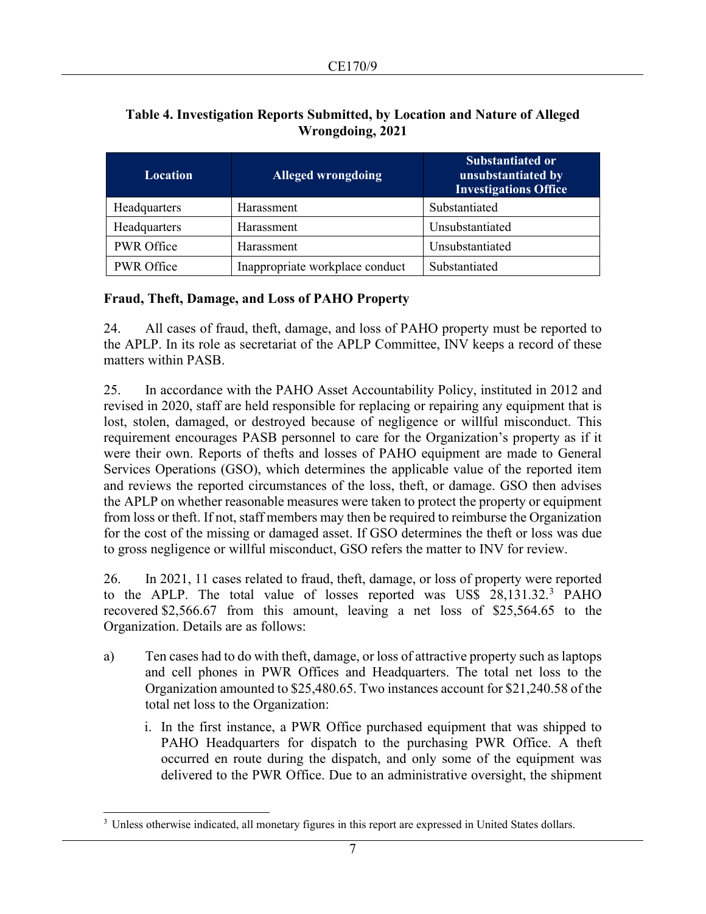**Table 4. Investigation Reports Submitted, by Location and Nature of Alleged Wrongdoing, 2021**

| Location | Alleged wrongdoing | Substantiated or unsubstantiated by Investigations Office |
|---|---|---|
| Headquarters | Harassment | Substantiated |
| Headquarters | Harassment | Unsubstantiated |
| PWR Office | Harassment | Unsubstantiated |
| PWR Office | Inappropriate workplace conduct | Substantiated |

**Fraud, Theft, Damage, and Loss of PAHO Property**

24. All cases of fraud, theft, damage, and loss of PAHO property must be reported to the APLP. In its role as secretariat of the APLP Committee, INV keeps a record of these matters within PASB.

25. In accordance with the PAHO Asset Accountability Policy, instituted in 2012 and revised in 2020, staff are held responsible for replacing or repairing any equipment that is lost, stolen, damaged, or destroyed because of negligence or willful misconduct. This requirement encourages PASB personnel to care for the Organization's property as if it were their own. Reports of thefts and losses of PAHO equipment are made to General Services Operations (GSO), which determines the applicable value of the reported item and reviews the reported circumstances of the loss, theft, or damage. GSO then advises the APLP on whether reasonable measures were taken to protect the property or equipment from loss or theft. If not, staff members may then be required to reimburse the Organization for the cost of the missing or damaged asset. If GSO determines the theft or loss was due to gross negligence or willful misconduct, GSO refers the matter to INV for review.

26. In 2021, 11 cases related to fraud, theft, damage, or loss of property were reported to the APLP. The total value of losses reported was US$ 28,131.32.[3] PAHO recovered $2,566.67 from this amount, leaving a net loss of $25,564.65 to the Organization. Details are as follows:

a) Ten cases had to do with theft, damage, or loss of attractive property such as laptops and cell phones in PWR Offices and Headquarters. The total net loss to the Organization amounted to $25,480.65. Two instances account for $21,240.58 of the total net loss to the Organization:

   i. In the first instance, a PWR Office purchased equipment that was shipped to PAHO Headquarters for dispatch to the purchasing PWR Office. A theft occurred en route during the dispatch, and only some of the equipment was delivered to the PWR Office. Due to an administrative oversight, the shipment

[3] Unless otherwise indicated, all monetary figures in this report are expressed in United States dollars.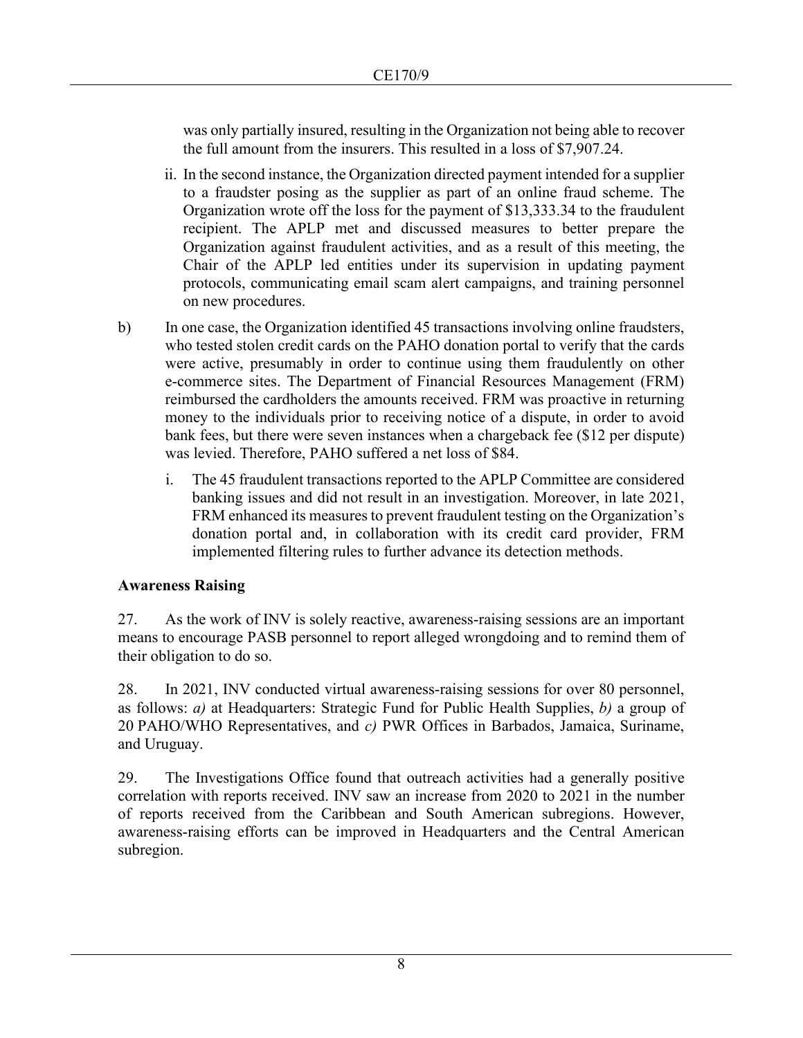was only partially insured, resulting in the Organization not being able to recover the full amount from the insurers. This resulted in a loss of $7,907.24.

ii. In the second instance, the Organization directed payment intended for a supplier to a fraudster posing as the supplier as part of an online fraud scheme. The Organization wrote off the loss for the payment of $13,333.34 to the fraudulent recipient. The APLP met and discussed measures to better prepare the Organization against fraudulent activities, and as a result of this meeting, the Chair of the APLP led entities under its supervision in updating payment protocols, communicating email scam alert campaigns, and training personnel on new procedures.

b) In one case, the Organization identified 45 transactions involving online fraudsters, who tested stolen credit cards on the PAHO donation portal to verify that the cards were active, presumably in order to continue using them fraudulently on other e-commerce sites. The Department of Financial Resources Management (FRM) reimbursed the cardholders the amounts received. FRM was proactive in returning money to the individuals prior to receiving notice of a dispute, in order to avoid bank fees, but there were seven instances when a chargeback fee ($12 per dispute) was levied. Therefore, PAHO suffered a net loss of $84.

   i. The 45 fraudulent transactions reported to the APLP Committee are considered banking issues and did not result in an investigation. Moreover, in late 2021, FRM enhanced its measures to prevent fraudulent testing on the Organization's donation portal and, in collaboration with its credit card provider, FRM implemented filtering rules to further advance its detection methods.

**Awareness Raising**

27. As the work of INV is solely reactive, awareness-raising sessions are an important means to encourage PASB personnel to report alleged wrongdoing and to remind them of their obligation to do so.

28. In 2021, INV conducted virtual awareness-raising sessions for over 80 personnel, as follows: *a)* at Headquarters: Strategic Fund for Public Health Supplies, *b)* a group of 20 PAHO/WHO Representatives, and *c)* PWR Offices in Barbados, Jamaica, Suriname, and Uruguay.

29. The Investigations Office found that outreach activities had a generally positive correlation with reports received. INV saw an increase from 2020 to 2021 in the number of reports received from the Caribbean and South American subregions. However, awareness-raising efforts can be improved in Headquarters and the Central American subregion.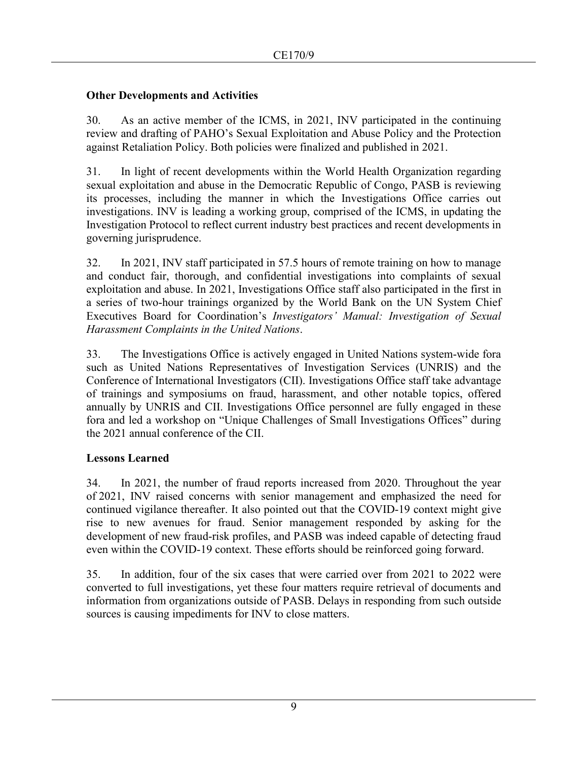## Other Developments and Activities

30. As an active member of the ICMS, in 2021, INV participated in the continuing review and drafting of PAHO's Sexual Exploitation and Abuse Policy and the Protection against Retaliation Policy. Both policies were finalized and published in 2021.

31. In light of recent developments within the World Health Organization regarding sexual exploitation and abuse in the Democratic Republic of Congo, PASB is reviewing its processes, including the manner in which the Investigations Office carries out investigations. INV is leading a working group, comprised of the ICMS, in updating the Investigation Protocol to reflect current industry best practices and recent developments in governing jurisprudence.

32. In 2021, INV staff participated in 57.5 hours of remote training on how to manage and conduct fair, thorough, and confidential investigations into complaints of sexual exploitation and abuse. In 2021, Investigations Office staff also participated in the first in a series of two-hour trainings organized by the World Bank on the UN System Chief Executives Board for Coordination's *Investigators' Manual: Investigation of Sexual Harassment Complaints in the United Nations*.

33. The Investigations Office is actively engaged in United Nations system-wide fora such as United Nations Representatives of Investigation Services (UNRIS) and the Conference of International Investigators (CII). Investigations Office staff take advantage of trainings and symposiums on fraud, harassment, and other notable topics, offered annually by UNRIS and CII. Investigations Office personnel are fully engaged in these fora and led a workshop on "Unique Challenges of Small Investigations Offices" during the 2021 annual conference of the CII.

## Lessons Learned

34. In 2021, the number of fraud reports increased from 2020. Throughout the year of 2021, INV raised concerns with senior management and emphasized the need for continued vigilance thereafter. It also pointed out that the COVID-19 context might give rise to new avenues for fraud. Senior management responded by asking for the development of new fraud-risk profiles, and PASB was indeed capable of detecting fraud even within the COVID-19 context. These efforts should be reinforced going forward.

35. In addition, four of the six cases that were carried over from 2021 to 2022 were converted to full investigations, yet these four matters require retrieval of documents and information from organizations outside of PASB. Delays in responding from such outside sources is causing impediments for INV to close matters.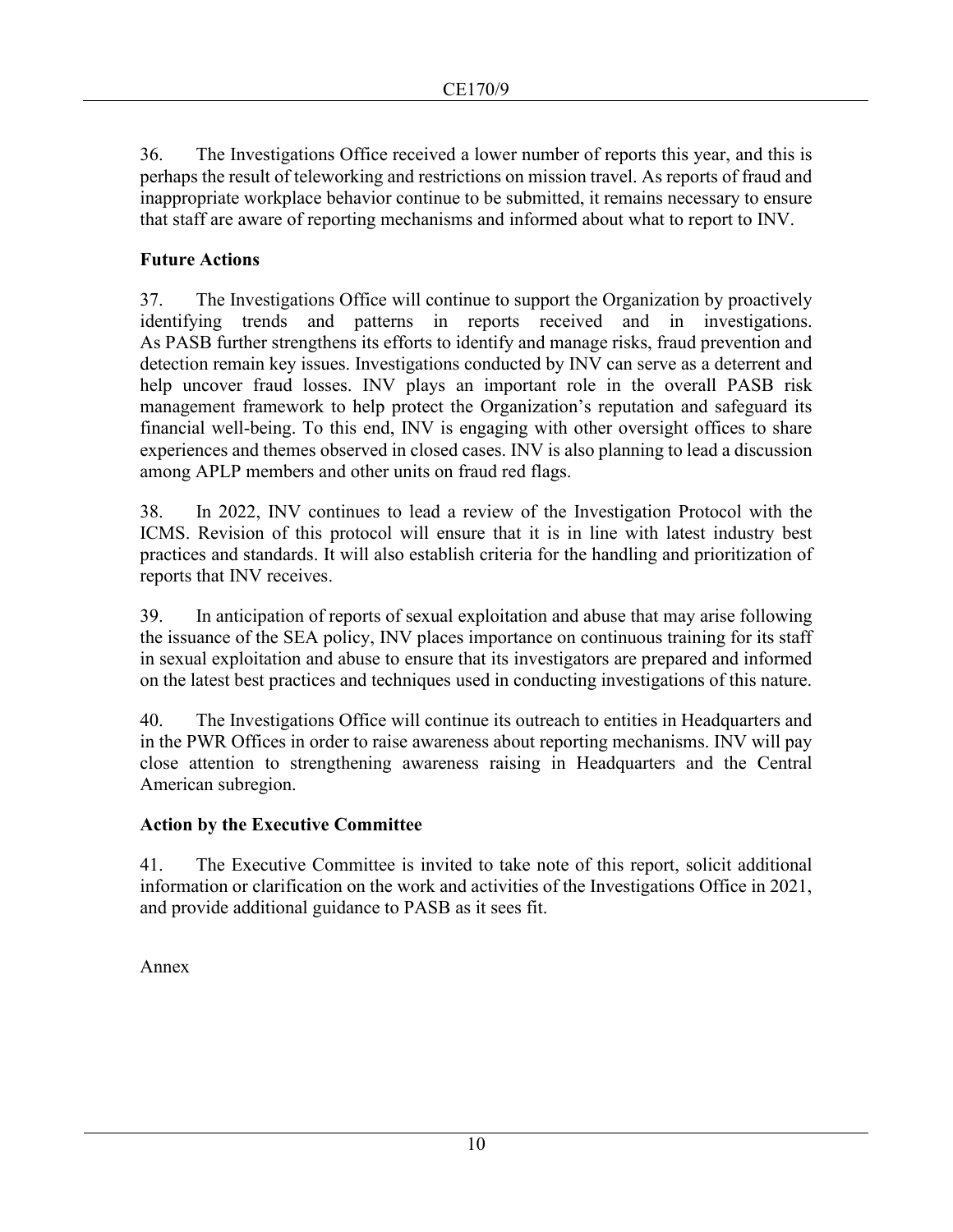36. The Investigations Office received a lower number of reports this year, and this is perhaps the result of teleworking and restrictions on mission travel. As reports of fraud and inappropriate workplace behavior continue to be submitted, it remains necessary to ensure that staff are aware of reporting mechanisms and informed about what to report to INV.

**Future Actions**

37. The Investigations Office will continue to support the Organization by proactively identifying trends and patterns in reports received and in investigations. As PASB further strengthens its efforts to identify and manage risks, fraud prevention and detection remain key issues. Investigations conducted by INV can serve as a deterrent and help uncover fraud losses. INV plays an important role in the overall PASB risk management framework to help protect the Organization's reputation and safeguard its financial well-being. To this end, INV is engaging with other oversight offices to share experiences and themes observed in closed cases. INV is also planning to lead a discussion among APLP members and other units on fraud red flags.

38. In 2022, INV continues to lead a review of the Investigation Protocol with the ICMS. Revision of this protocol will ensure that it is in line with latest industry best practices and standards. It will also establish criteria for the handling and prioritization of reports that INV receives.

39. In anticipation of reports of sexual exploitation and abuse that may arise following the issuance of the SEA policy, INV places importance on continuous training for its staff in sexual exploitation and abuse to ensure that its investigators are prepared and informed on the latest best practices and techniques used in conducting investigations of this nature.

40. The Investigations Office will continue its outreach to entities in Headquarters and in the PWR Offices in order to raise awareness about reporting mechanisms. INV will pay close attention to strengthening awareness raising in Headquarters and the Central American subregion.

**Action by the Executive Committee**

41. The Executive Committee is invited to take note of this report, solicit additional information or clarification on the work and activities of the Investigations Office in 2021, and provide additional guidance to PASB as it sees fit.

Annex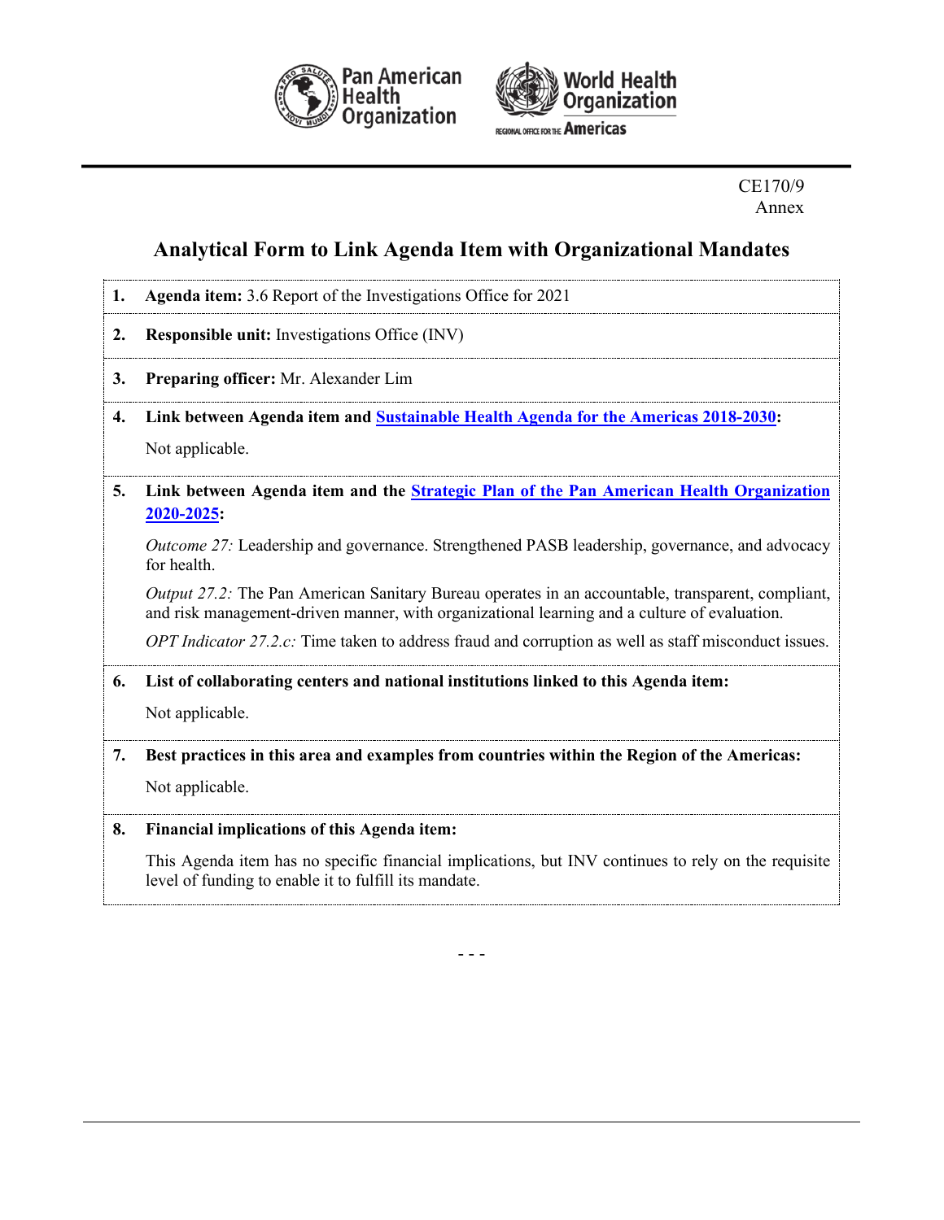CE170/9
Annex

# Analytical Form to Link Agenda Item with Organizational Mandates

**1. Agenda item:** 3.6 Report of the Investigations Office for 2021

**2. Responsible unit:** Investigations Office (INV)

**3. Preparing officer:** Mr. Alexander Lim

**4. Link between Agenda item and Sustainable Health Agenda for the Americas 2018-2030:**

Not applicable.

**5. Link between Agenda item and the Strategic Plan of the Pan American Health Organization 2020-2025:**

*Outcome 27:* Leadership and governance. Strengthened PASB leadership, governance, and advocacy for health.

*Output 27.2:* The Pan American Sanitary Bureau operates in an accountable, transparent, compliant, and risk management-driven manner, with organizational learning and a culture of evaluation.

*OPT Indicator 27.2.c:* Time taken to address fraud and corruption as well as staff misconduct issues.

**6. List of collaborating centers and national institutions linked to this Agenda item:**

Not applicable.

**7. Best practices in this area and examples from countries within the Region of the Americas:**

Not applicable.

**8. Financial implications of this Agenda item:**

This Agenda item has no specific financial implications, but INV continues to rely on the requisite level of funding to enable it to fulfill its mandate.

- - -